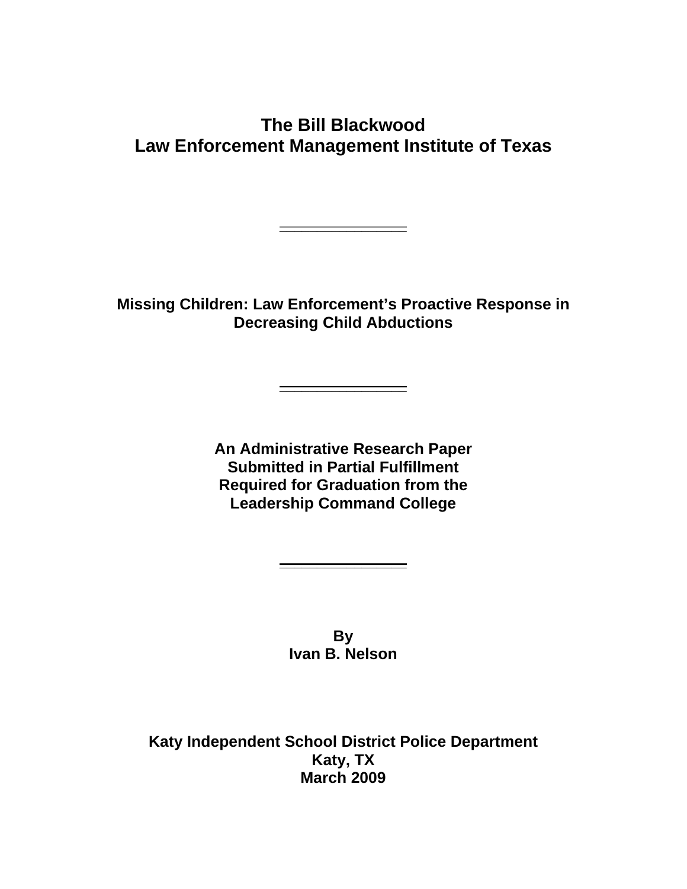# The Bill Blackwood
# Law Enforcement Management Institute of Texas

---

## Missing Children: Law Enforcement's Proactive Response in Decreasing Child Abductions

---

**An Administrative Research Paper**
**Submitted in Partial Fulfillment**
**Required for Graduation from the**
**Leadership Command College**

---

**By**
**Ivan B. Nelson**

**Katy Independent School District Police Department**
**Katy, TX**
**March 2009**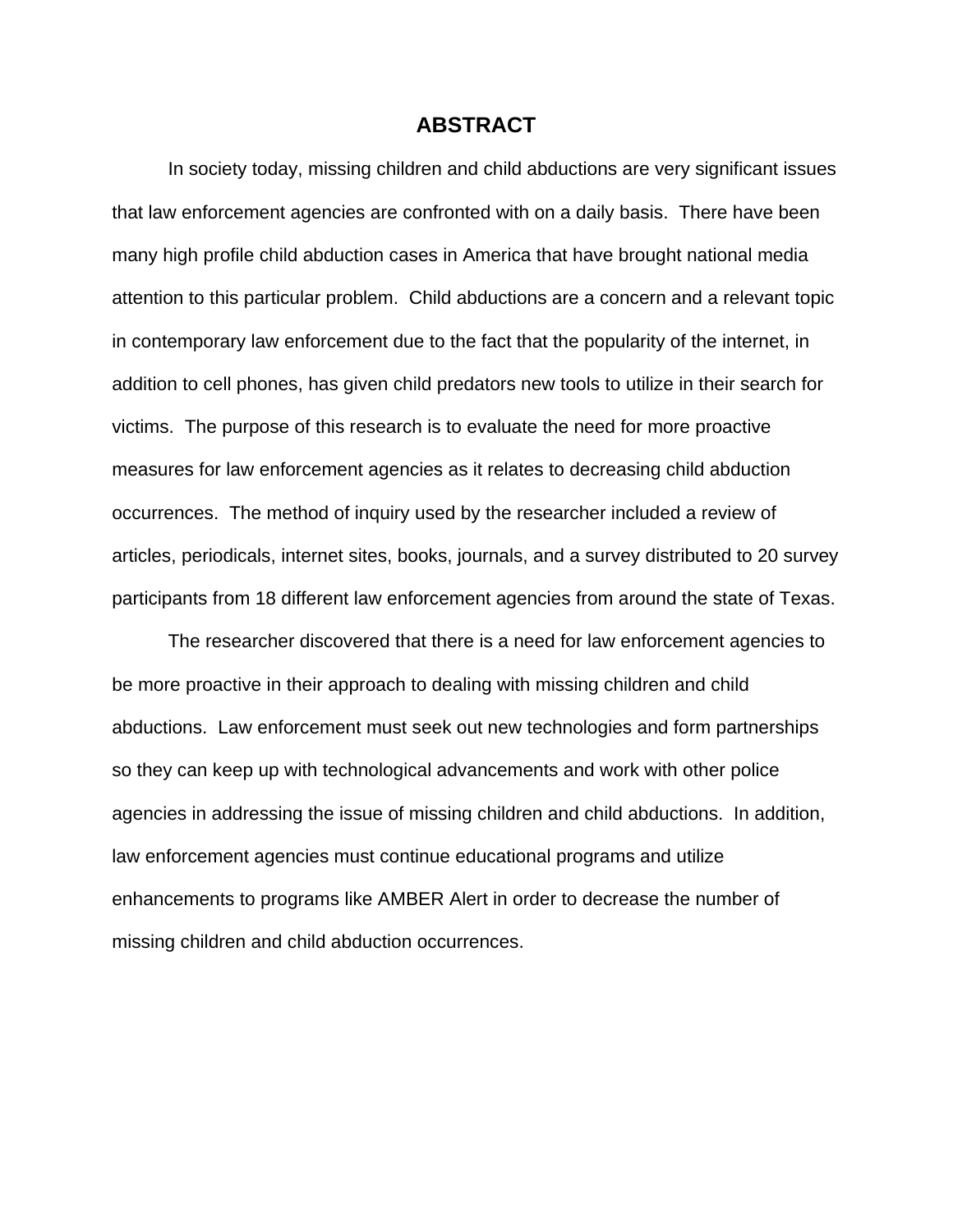# ABSTRACT

In society today, missing children and child abductions are very significant issues that law enforcement agencies are confronted with on a daily basis. There have been many high profile child abduction cases in America that have brought national media attention to this particular problem. Child abductions are a concern and a relevant topic in contemporary law enforcement due to the fact that the popularity of the internet, in addition to cell phones, has given child predators new tools to utilize in their search for victims. The purpose of this research is to evaluate the need for more proactive measures for law enforcement agencies as it relates to decreasing child abduction occurrences. The method of inquiry used by the researcher included a review of articles, periodicals, internet sites, books, journals, and a survey distributed to 20 survey participants from 18 different law enforcement agencies from around the state of Texas.

The researcher discovered that there is a need for law enforcement agencies to be more proactive in their approach to dealing with missing children and child abductions. Law enforcement must seek out new technologies and form partnerships so they can keep up with technological advancements and work with other police agencies in addressing the issue of missing children and child abductions. In addition, law enforcement agencies must continue educational programs and utilize enhancements to programs like AMBER Alert in order to decrease the number of missing children and child abduction occurrences.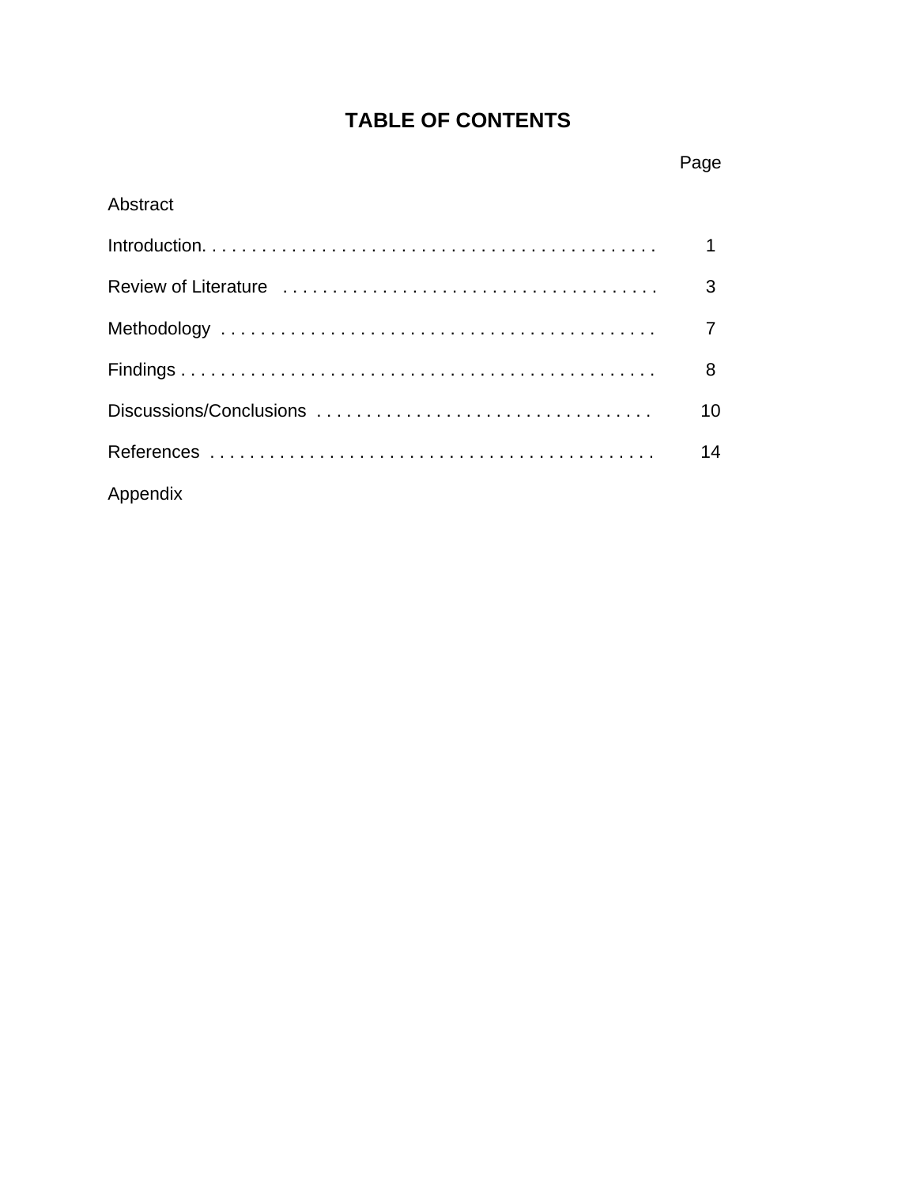# TABLE OF CONTENTS

| | Page |
|---|---|
| Abstract | |
| Introduction | 1 |
| Review of Literature | 3 |
| Methodology | 7 |
| Findings | 8 |
| Discussions/Conclusions | 10 |
| References | 14 |
| Appendix | |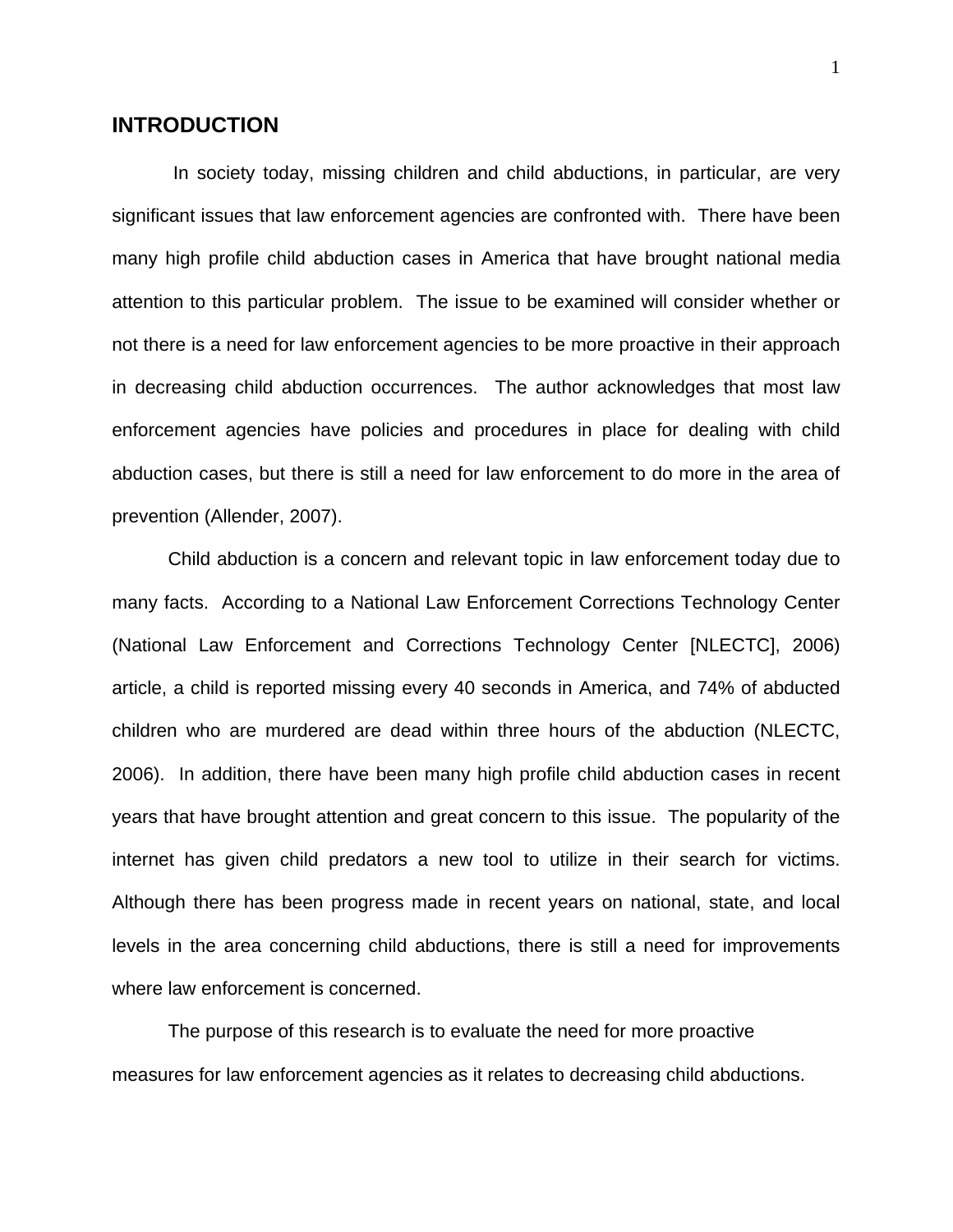# INTRODUCTION

In society today, missing children and child abductions, in particular, are very significant issues that law enforcement agencies are confronted with. There have been many high profile child abduction cases in America that have brought national media attention to this particular problem. The issue to be examined will consider whether or not there is a need for law enforcement agencies to be more proactive in their approach in decreasing child abduction occurrences. The author acknowledges that most law enforcement agencies have policies and procedures in place for dealing with child abduction cases, but there is still a need for law enforcement to do more in the area of prevention (Allender, 2007).

Child abduction is a concern and relevant topic in law enforcement today due to many facts. According to a National Law Enforcement Corrections Technology Center (National Law Enforcement and Corrections Technology Center [NLECTC], 2006) article, a child is reported missing every 40 seconds in America, and 74% of abducted children who are murdered are dead within three hours of the abduction (NLECTC, 2006). In addition, there have been many high profile child abduction cases in recent years that have brought attention and great concern to this issue. The popularity of the internet has given child predators a new tool to utilize in their search for victims. Although there has been progress made in recent years on national, state, and local levels in the area concerning child abductions, there is still a need for improvements where law enforcement is concerned.

The purpose of this research is to evaluate the need for more proactive measures for law enforcement agencies as it relates to decreasing child abductions.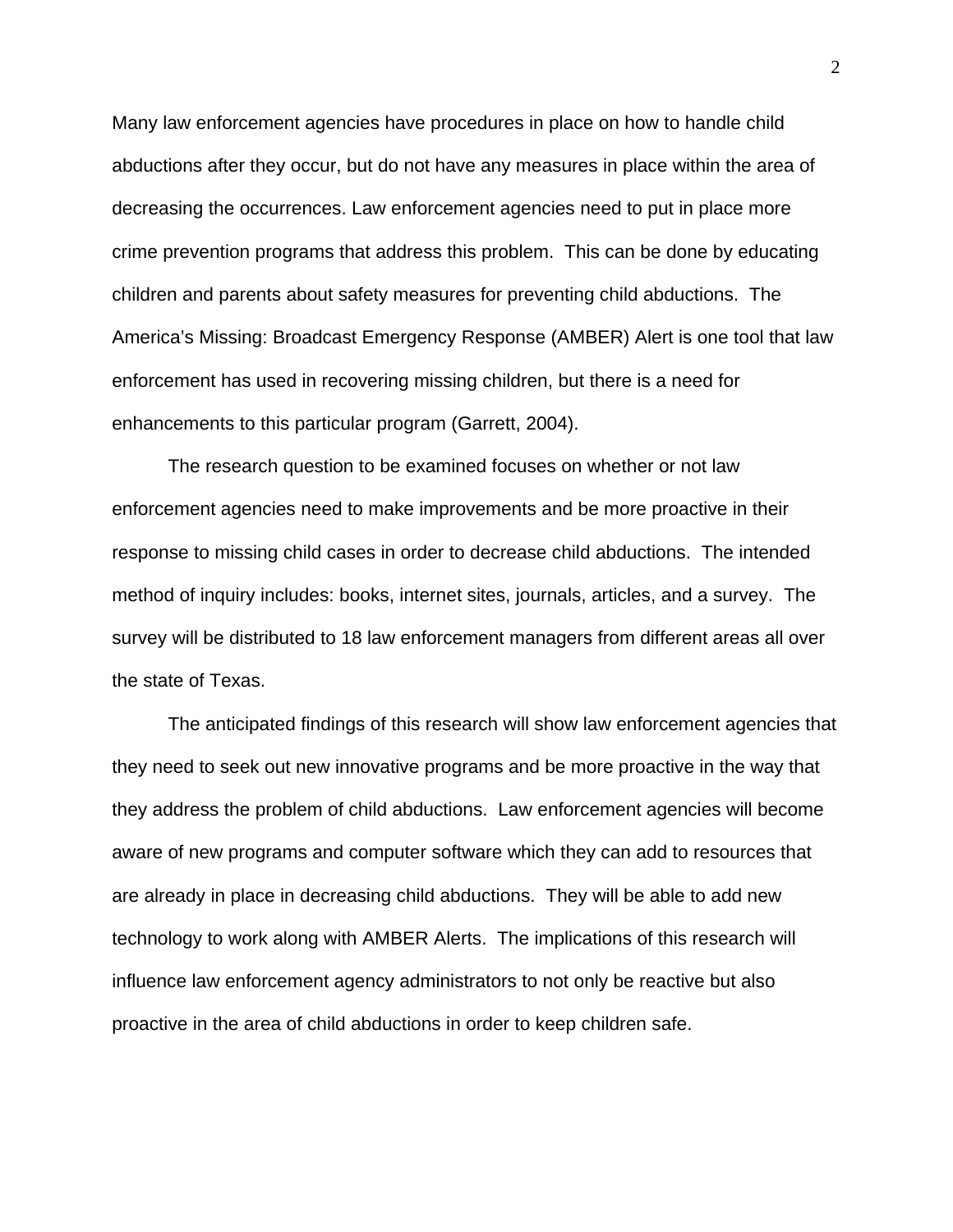Many law enforcement agencies have procedures in place on how to handle child abductions after they occur, but do not have any measures in place within the area of decreasing the occurrences. Law enforcement agencies need to put in place more crime prevention programs that address this problem. This can be done by educating children and parents about safety measures for preventing child abductions. The America's Missing: Broadcast Emergency Response (AMBER) Alert is one tool that law enforcement has used in recovering missing children, but there is a need for enhancements to this particular program (Garrett, 2004).

The research question to be examined focuses on whether or not law enforcement agencies need to make improvements and be more proactive in their response to missing child cases in order to decrease child abductions. The intended method of inquiry includes: books, internet sites, journals, articles, and a survey. The survey will be distributed to 18 law enforcement managers from different areas all over the state of Texas.

The anticipated findings of this research will show law enforcement agencies that they need to seek out new innovative programs and be more proactive in the way that they address the problem of child abductions. Law enforcement agencies will become aware of new programs and computer software which they can add to resources that are already in place in decreasing child abductions. They will be able to add new technology to work along with AMBER Alerts. The implications of this research will influence law enforcement agency administrators to not only be reactive but also proactive in the area of child abductions in order to keep children safe.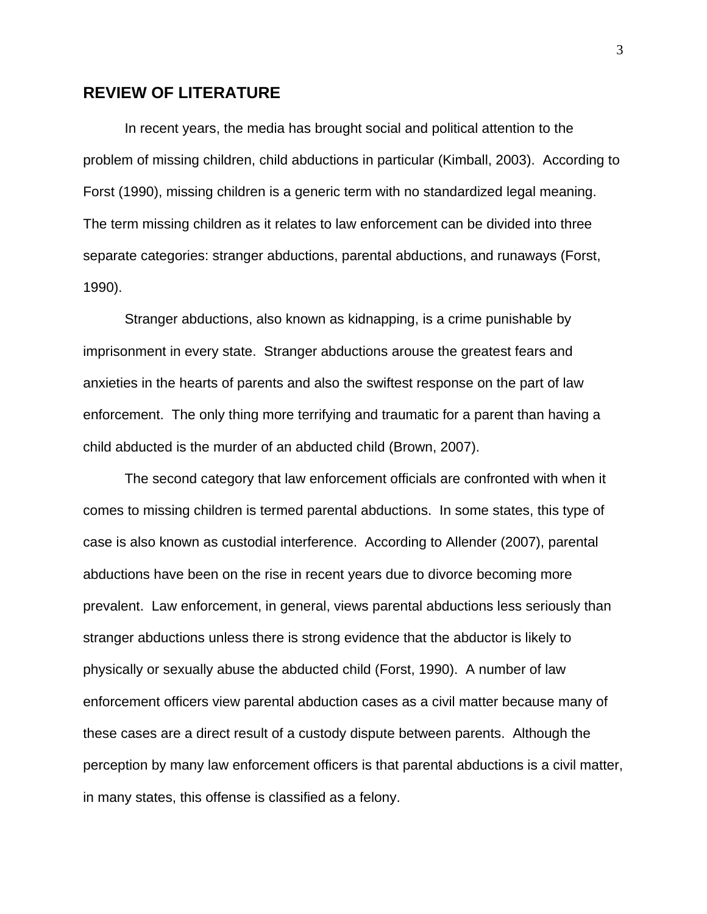## REVIEW OF LITERATURE

In recent years, the media has brought social and political attention to the problem of missing children, child abductions in particular (Kimball, 2003). According to Forst (1990), missing children is a generic term with no standardized legal meaning. The term missing children as it relates to law enforcement can be divided into three separate categories: stranger abductions, parental abductions, and runaways (Forst, 1990).

Stranger abductions, also known as kidnapping, is a crime punishable by imprisonment in every state. Stranger abductions arouse the greatest fears and anxieties in the hearts of parents and also the swiftest response on the part of law enforcement. The only thing more terrifying and traumatic for a parent than having a child abducted is the murder of an abducted child (Brown, 2007).

The second category that law enforcement officials are confronted with when it comes to missing children is termed parental abductions. In some states, this type of case is also known as custodial interference. According to Allender (2007), parental abductions have been on the rise in recent years due to divorce becoming more prevalent. Law enforcement, in general, views parental abductions less seriously than stranger abductions unless there is strong evidence that the abductor is likely to physically or sexually abuse the abducted child (Forst, 1990). A number of law enforcement officers view parental abduction cases as a civil matter because many of these cases are a direct result of a custody dispute between parents. Although the perception by many law enforcement officers is that parental abductions is a civil matter, in many states, this offense is classified as a felony.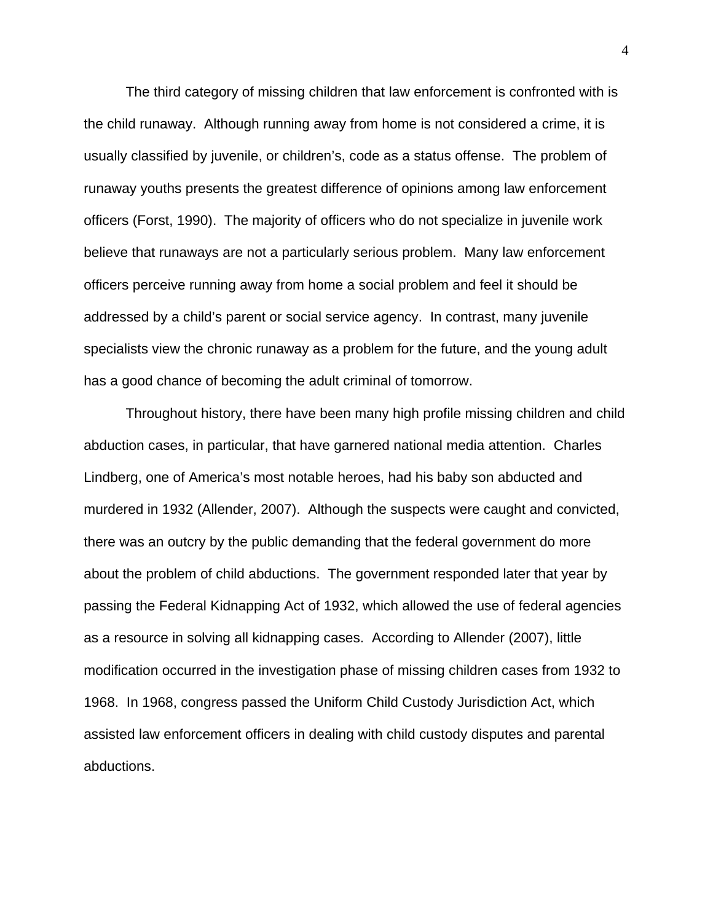The third category of missing children that law enforcement is confronted with is the child runaway. Although running away from home is not considered a crime, it is usually classified by juvenile, or children's, code as a status offense. The problem of runaway youths presents the greatest difference of opinions among law enforcement officers (Forst, 1990). The majority of officers who do not specialize in juvenile work believe that runaways are not a particularly serious problem. Many law enforcement officers perceive running away from home a social problem and feel it should be addressed by a child's parent or social service agency. In contrast, many juvenile specialists view the chronic runaway as a problem for the future, and the young adult has a good chance of becoming the adult criminal of tomorrow.

Throughout history, there have been many high profile missing children and child abduction cases, in particular, that have garnered national media attention. Charles Lindberg, one of America's most notable heroes, had his baby son abducted and murdered in 1932 (Allender, 2007). Although the suspects were caught and convicted, there was an outcry by the public demanding that the federal government do more about the problem of child abductions. The government responded later that year by passing the Federal Kidnapping Act of 1932, which allowed the use of federal agencies as a resource in solving all kidnapping cases. According to Allender (2007), little modification occurred in the investigation phase of missing children cases from 1932 to 1968. In 1968, congress passed the Uniform Child Custody Jurisdiction Act, which assisted law enforcement officers in dealing with child custody disputes and parental abductions.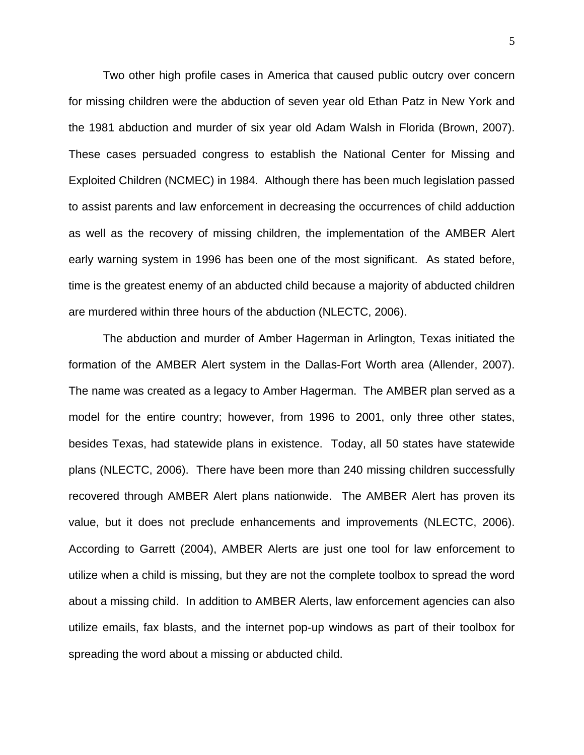Two other high profile cases in America that caused public outcry over concern for missing children were the abduction of seven year old Ethan Patz in New York and the 1981 abduction and murder of six year old Adam Walsh in Florida (Brown, 2007). These cases persuaded congress to establish the National Center for Missing and Exploited Children (NCMEC) in 1984. Although there has been much legislation passed to assist parents and law enforcement in decreasing the occurrences of child adduction as well as the recovery of missing children, the implementation of the AMBER Alert early warning system in 1996 has been one of the most significant. As stated before, time is the greatest enemy of an abducted child because a majority of abducted children are murdered within three hours of the abduction (NLECTC, 2006).

The abduction and murder of Amber Hagerman in Arlington, Texas initiated the formation of the AMBER Alert system in the Dallas-Fort Worth area (Allender, 2007). The name was created as a legacy to Amber Hagerman. The AMBER plan served as a model for the entire country; however, from 1996 to 2001, only three other states, besides Texas, had statewide plans in existence. Today, all 50 states have statewide plans (NLECTC, 2006). There have been more than 240 missing children successfully recovered through AMBER Alert plans nationwide. The AMBER Alert has proven its value, but it does not preclude enhancements and improvements (NLECTC, 2006). According to Garrett (2004), AMBER Alerts are just one tool for law enforcement to utilize when a child is missing, but they are not the complete toolbox to spread the word about a missing child. In addition to AMBER Alerts, law enforcement agencies can also utilize emails, fax blasts, and the internet pop-up windows as part of their toolbox for spreading the word about a missing or abducted child.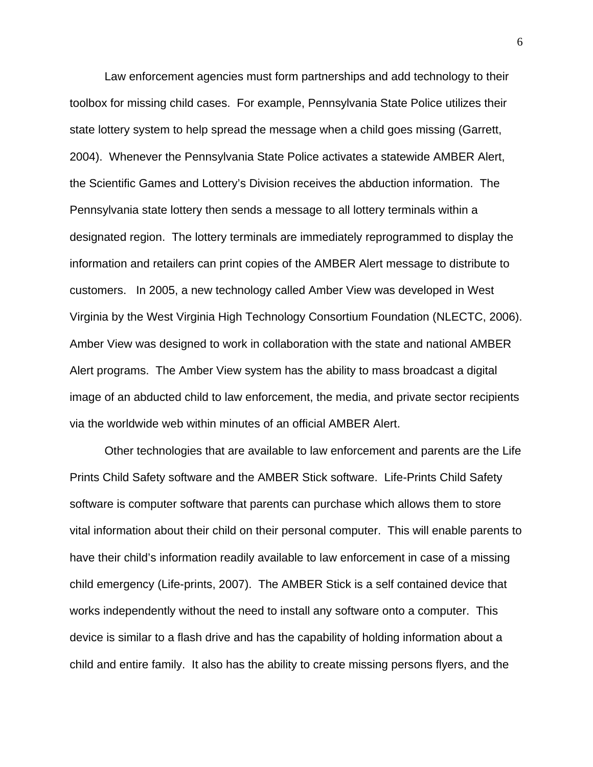Law enforcement agencies must form partnerships and add technology to their toolbox for missing child cases. For example, Pennsylvania State Police utilizes their state lottery system to help spread the message when a child goes missing (Garrett, 2004). Whenever the Pennsylvania State Police activates a statewide AMBER Alert, the Scientific Games and Lottery's Division receives the abduction information. The Pennsylvania state lottery then sends a message to all lottery terminals within a designated region. The lottery terminals are immediately reprogrammed to display the information and retailers can print copies of the AMBER Alert message to distribute to customers. In 2005, a new technology called Amber View was developed in West Virginia by the West Virginia High Technology Consortium Foundation (NLECTC, 2006). Amber View was designed to work in collaboration with the state and national AMBER Alert programs. The Amber View system has the ability to mass broadcast a digital image of an abducted child to law enforcement, the media, and private sector recipients via the worldwide web within minutes of an official AMBER Alert.

Other technologies that are available to law enforcement and parents are the Life Prints Child Safety software and the AMBER Stick software. Life-Prints Child Safety software is computer software that parents can purchase which allows them to store vital information about their child on their personal computer. This will enable parents to have their child's information readily available to law enforcement in case of a missing child emergency (Life-prints, 2007). The AMBER Stick is a self contained device that works independently without the need to install any software onto a computer. This device is similar to a flash drive and has the capability of holding information about a child and entire family. It also has the ability to create missing persons flyers, and the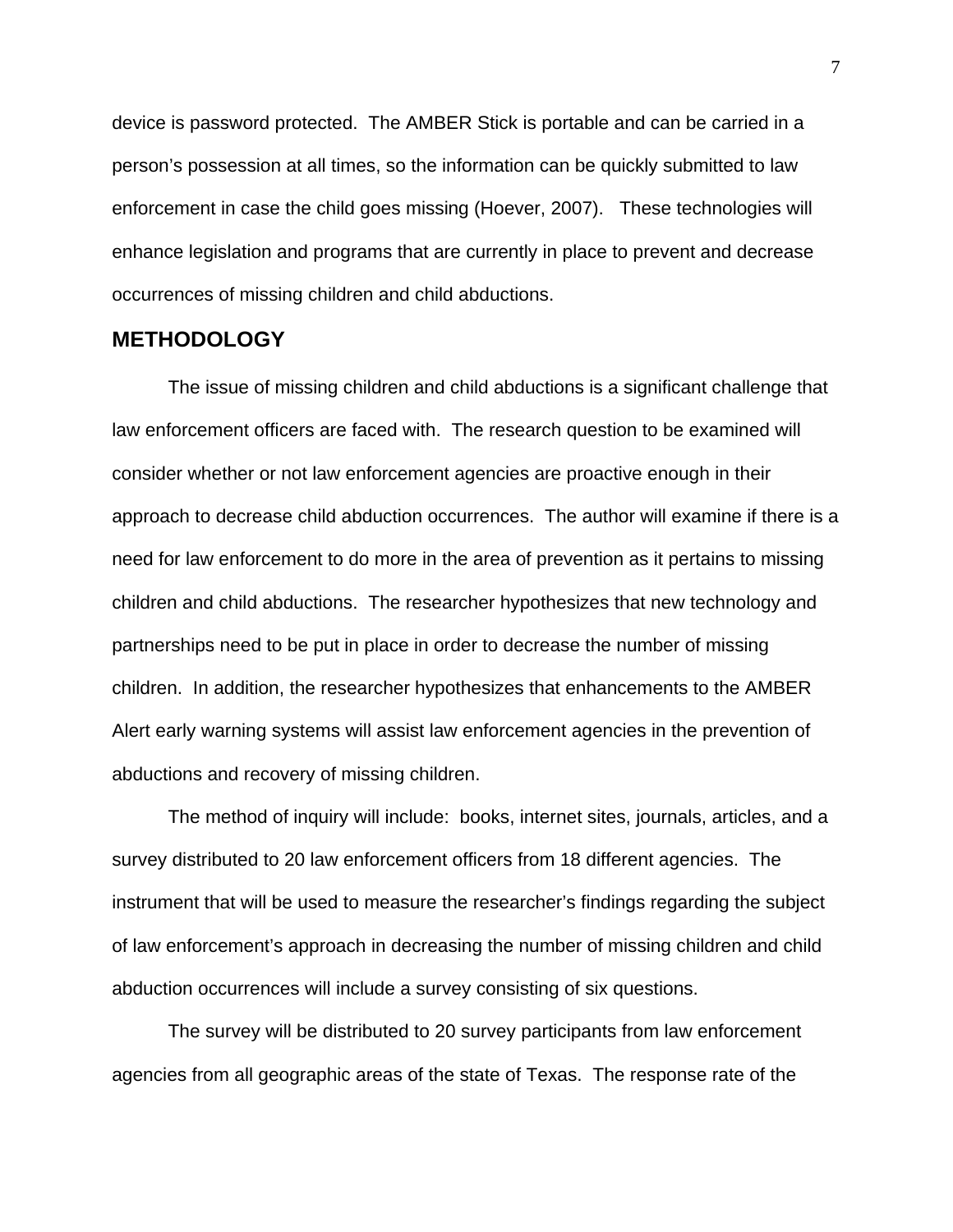device is password protected. The AMBER Stick is portable and can be carried in a person's possession at all times, so the information can be quickly submitted to law enforcement in case the child goes missing (Hoever, 2007). These technologies will enhance legislation and programs that are currently in place to prevent and decrease occurrences of missing children and child abductions.

## METHODOLOGY

The issue of missing children and child abductions is a significant challenge that law enforcement officers are faced with. The research question to be examined will consider whether or not law enforcement agencies are proactive enough in their approach to decrease child abduction occurrences. The author will examine if there is a need for law enforcement to do more in the area of prevention as it pertains to missing children and child abductions. The researcher hypothesizes that new technology and partnerships need to be put in place in order to decrease the number of missing children. In addition, the researcher hypothesizes that enhancements to the AMBER Alert early warning systems will assist law enforcement agencies in the prevention of abductions and recovery of missing children.

The method of inquiry will include: books, internet sites, journals, articles, and a survey distributed to 20 law enforcement officers from 18 different agencies. The instrument that will be used to measure the researcher's findings regarding the subject of law enforcement's approach in decreasing the number of missing children and child abduction occurrences will include a survey consisting of six questions.

The survey will be distributed to 20 survey participants from law enforcement agencies from all geographic areas of the state of Texas. The response rate of the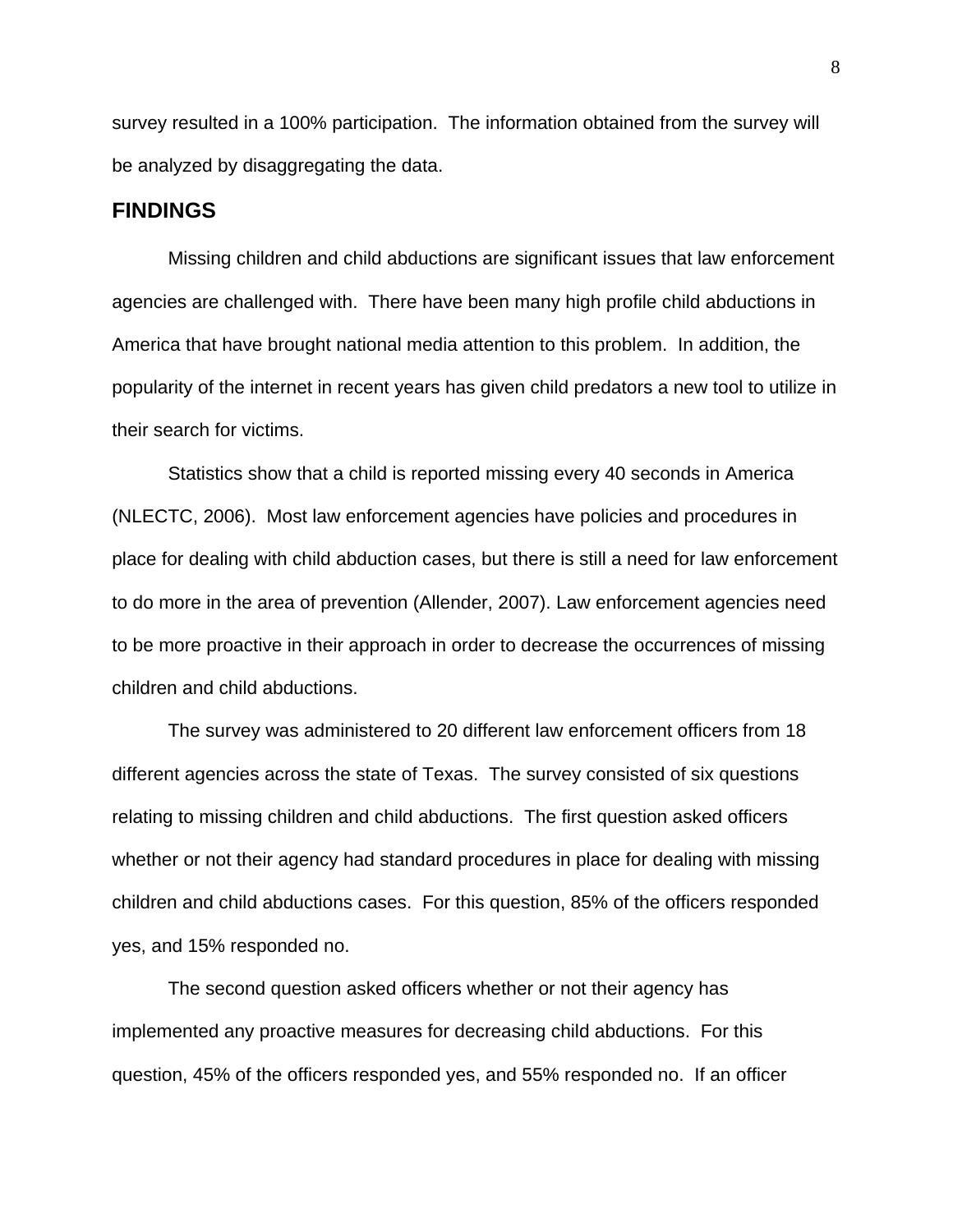survey resulted in a 100% participation. The information obtained from the survey will be analyzed by disaggregating the data.

## FINDINGS

Missing children and child abductions are significant issues that law enforcement agencies are challenged with. There have been many high profile child abductions in America that have brought national media attention to this problem. In addition, the popularity of the internet in recent years has given child predators a new tool to utilize in their search for victims.

Statistics show that a child is reported missing every 40 seconds in America (NLECTC, 2006). Most law enforcement agencies have policies and procedures in place for dealing with child abduction cases, but there is still a need for law enforcement to do more in the area of prevention (Allender, 2007). Law enforcement agencies need to be more proactive in their approach in order to decrease the occurrences of missing children and child abductions.

The survey was administered to 20 different law enforcement officers from 18 different agencies across the state of Texas. The survey consisted of six questions relating to missing children and child abductions. The first question asked officers whether or not their agency had standard procedures in place for dealing with missing children and child abductions cases. For this question, 85% of the officers responded yes, and 15% responded no.

The second question asked officers whether or not their agency has implemented any proactive measures for decreasing child abductions. For this question, 45% of the officers responded yes, and 55% responded no. If an officer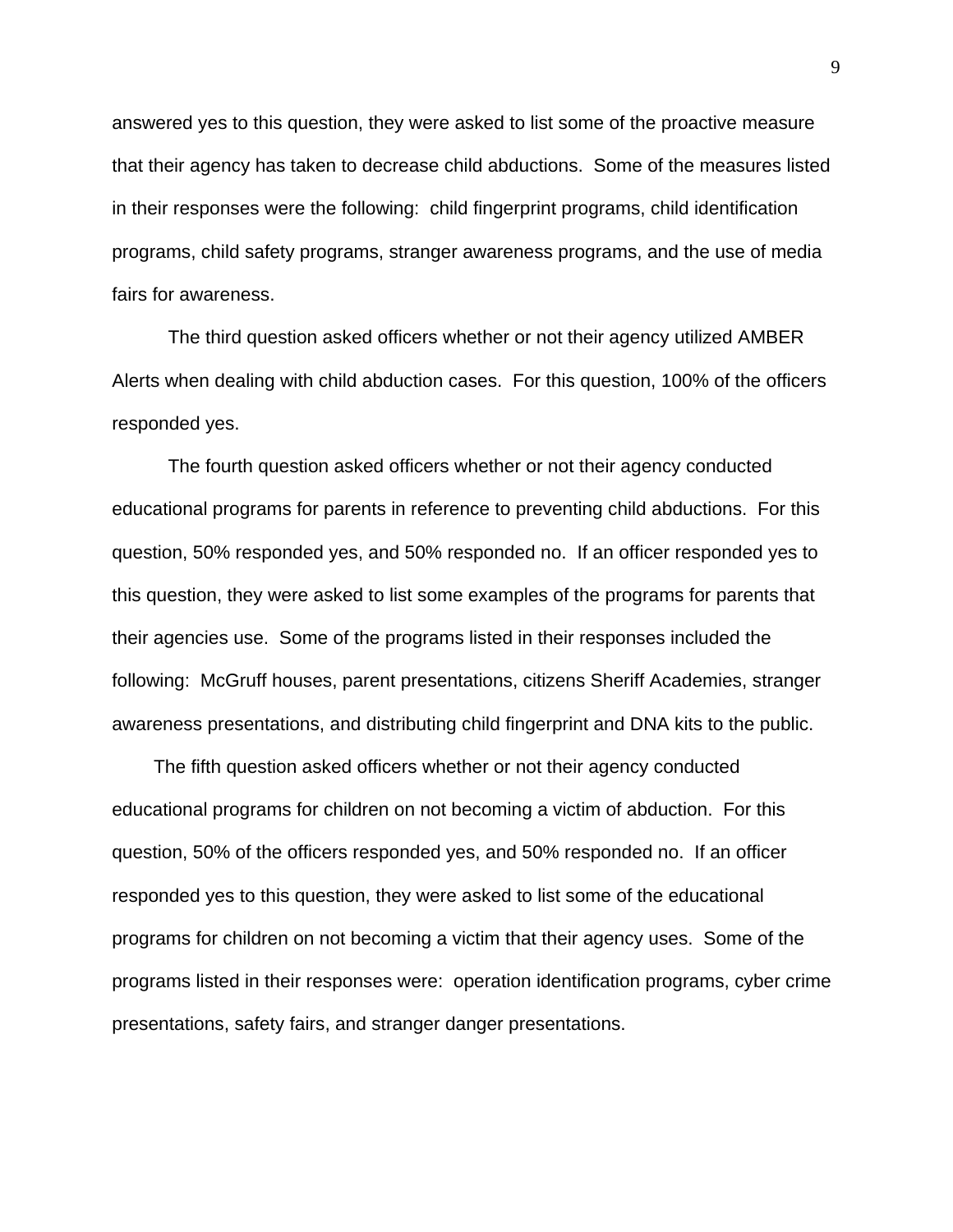answered yes to this question, they were asked to list some of the proactive measure that their agency has taken to decrease child abductions. Some of the measures listed in their responses were the following: child fingerprint programs, child identification programs, child safety programs, stranger awareness programs, and the use of media fairs for awareness.

The third question asked officers whether or not their agency utilized AMBER Alerts when dealing with child abduction cases. For this question, 100% of the officers responded yes.

The fourth question asked officers whether or not their agency conducted educational programs for parents in reference to preventing child abductions. For this question, 50% responded yes, and 50% responded no. If an officer responded yes to this question, they were asked to list some examples of the programs for parents that their agencies use. Some of the programs listed in their responses included the following: McGruff houses, parent presentations, citizens Sheriff Academies, stranger awareness presentations, and distributing child fingerprint and DNA kits to the public.

The fifth question asked officers whether or not their agency conducted educational programs for children on not becoming a victim of abduction. For this question, 50% of the officers responded yes, and 50% responded no. If an officer responded yes to this question, they were asked to list some of the educational programs for children on not becoming a victim that their agency uses. Some of the programs listed in their responses were: operation identification programs, cyber crime presentations, safety fairs, and stranger danger presentations.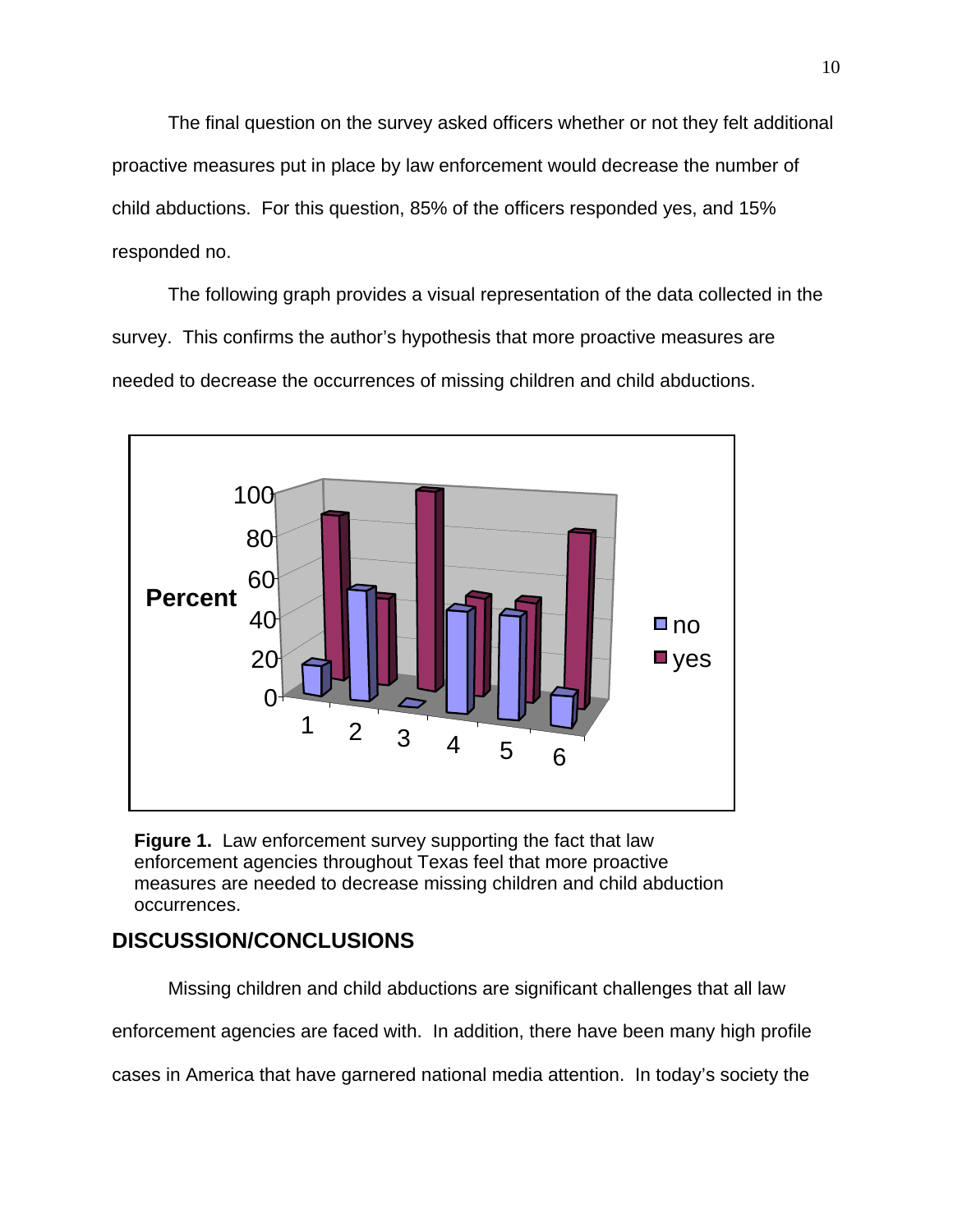The final question on the survey asked officers whether or not they felt additional proactive measures put in place by law enforcement would decrease the number of child abductions. For this question, 85% of the officers responded yes, and 15% responded no.

The following graph provides a visual representation of the data collected in the survey. This confirms the author's hypothesis that more proactive measures are needed to decrease the occurrences of missing children and child abductions.

**Figure 1.** Law enforcement survey supporting the fact that law enforcement agencies throughout Texas feel that more proactive measures are needed to decrease missing children and child abduction occurrences.

## DISCUSSION/CONCLUSIONS

Missing children and child abductions are significant challenges that all law enforcement agencies are faced with. In addition, there have been many high profile cases in America that have garnered national media attention. In today's society the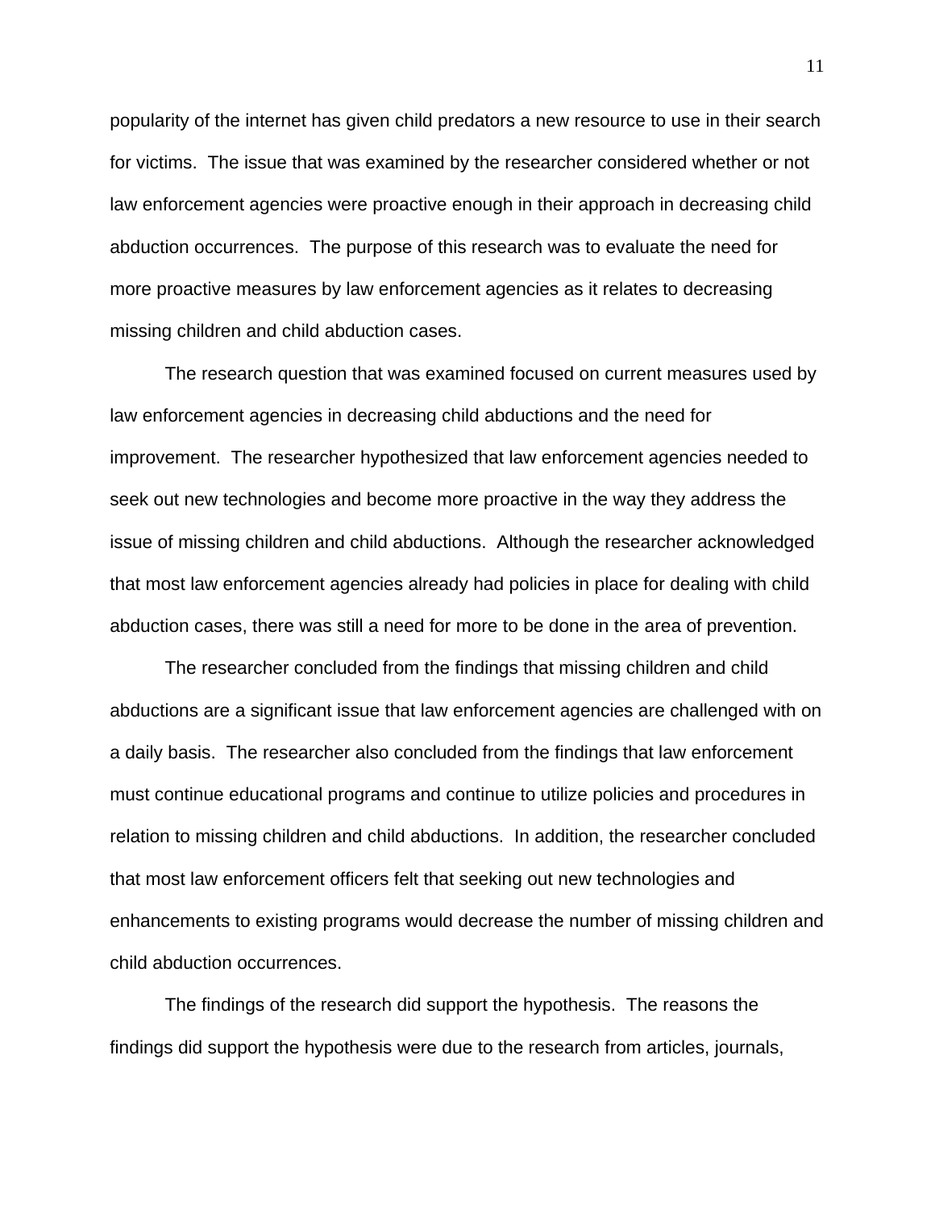popularity of the internet has given child predators a new resource to use in their search for victims. The issue that was examined by the researcher considered whether or not law enforcement agencies were proactive enough in their approach in decreasing child abduction occurrences. The purpose of this research was to evaluate the need for more proactive measures by law enforcement agencies as it relates to decreasing missing children and child abduction cases.

The research question that was examined focused on current measures used by law enforcement agencies in decreasing child abductions and the need for improvement. The researcher hypothesized that law enforcement agencies needed to seek out new technologies and become more proactive in the way they address the issue of missing children and child abductions. Although the researcher acknowledged that most law enforcement agencies already had policies in place for dealing with child abduction cases, there was still a need for more to be done in the area of prevention.

The researcher concluded from the findings that missing children and child abductions are a significant issue that law enforcement agencies are challenged with on a daily basis. The researcher also concluded from the findings that law enforcement must continue educational programs and continue to utilize policies and procedures in relation to missing children and child abductions. In addition, the researcher concluded that most law enforcement officers felt that seeking out new technologies and enhancements to existing programs would decrease the number of missing children and child abduction occurrences.

The findings of the research did support the hypothesis. The reasons the findings did support the hypothesis were due to the research from articles, journals,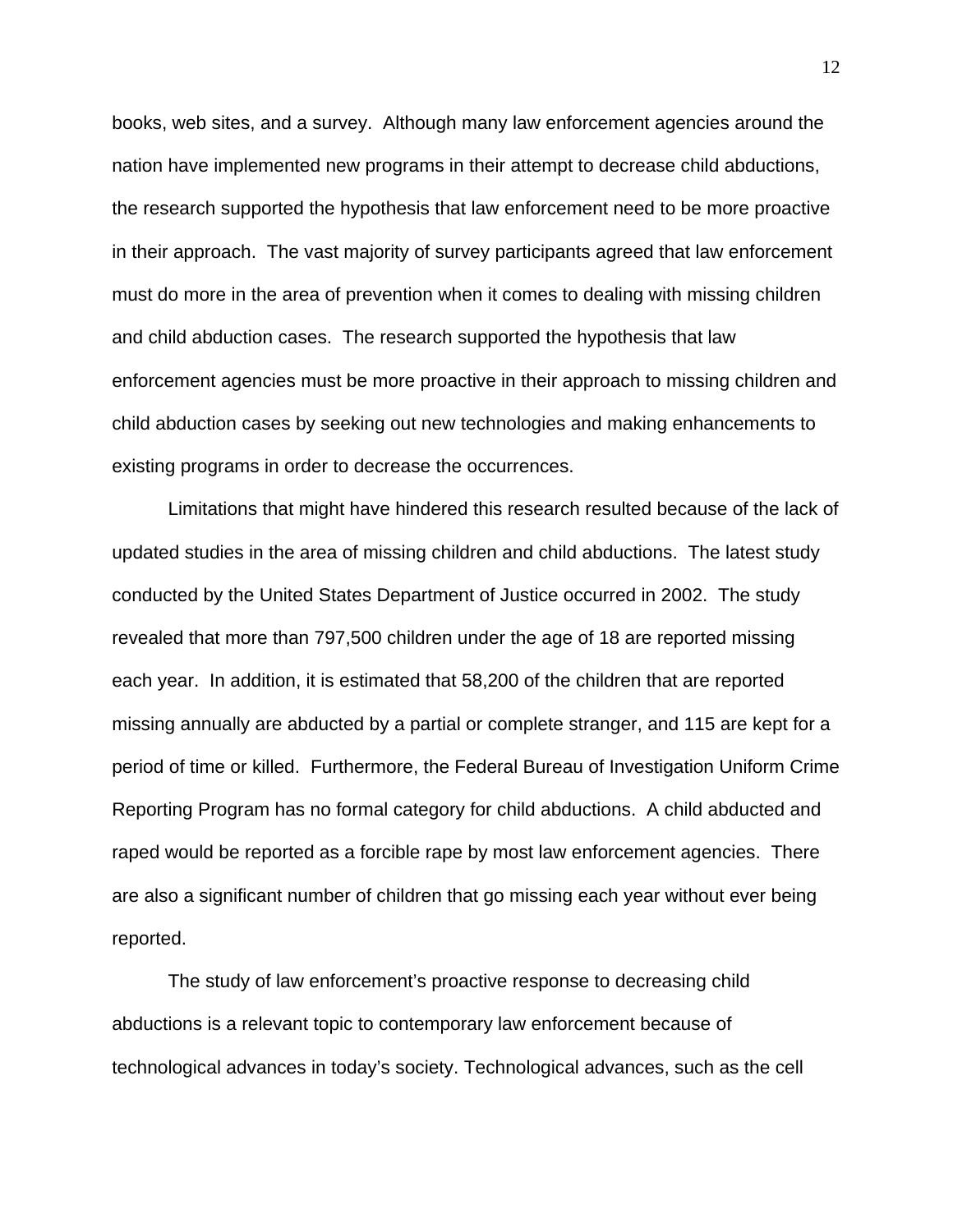books, web sites, and a survey.  Although many law enforcement agencies around the nation have implemented new programs in their attempt to decrease child abductions, the research supported the hypothesis that law enforcement need to be more proactive in their approach.  The vast majority of survey participants agreed that law enforcement must do more in the area of prevention when it comes to dealing with missing children and child abduction cases.  The research supported the hypothesis that law enforcement agencies must be more proactive in their approach to missing children and child abduction cases by seeking out new technologies and making enhancements to existing programs in order to decrease the occurrences.

Limitations that might have hindered this research resulted because of the lack of updated studies in the area of missing children and child abductions.  The latest study conducted by the United States Department of Justice occurred in 2002.  The study revealed that more than 797,500 children under the age of 18 are reported missing each year.  In addition, it is estimated that 58,200 of the children that are reported missing annually are abducted by a partial or complete stranger, and 115 are kept for a period of time or killed.  Furthermore, the Federal Bureau of Investigation Uniform Crime Reporting Program has no formal category for child abductions.  A child abducted and raped would be reported as a forcible rape by most law enforcement agencies.  There are also a significant number of children that go missing each year without ever being reported.

The study of law enforcement's proactive response to decreasing child abductions is a relevant topic to contemporary law enforcement because of technological advances in today's society. Technological advances, such as the cell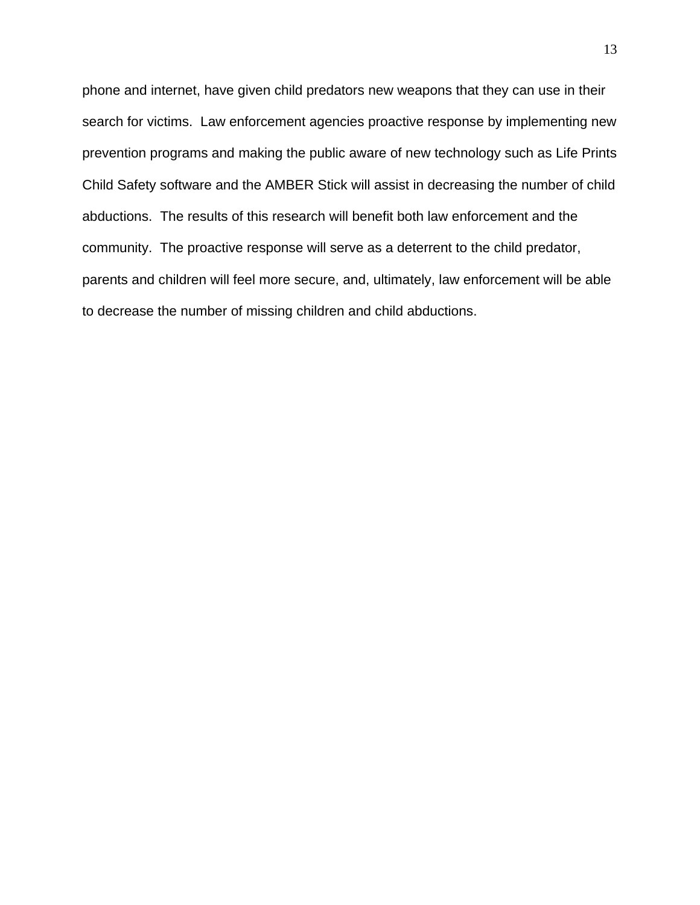phone and internet, have given child predators new weapons that they can use in their search for victims. Law enforcement agencies proactive response by implementing new prevention programs and making the public aware of new technology such as Life Prints Child Safety software and the AMBER Stick will assist in decreasing the number of child abductions. The results of this research will benefit both law enforcement and the community. The proactive response will serve as a deterrent to the child predator, parents and children will feel more secure, and, ultimately, law enforcement will be able to decrease the number of missing children and child abductions.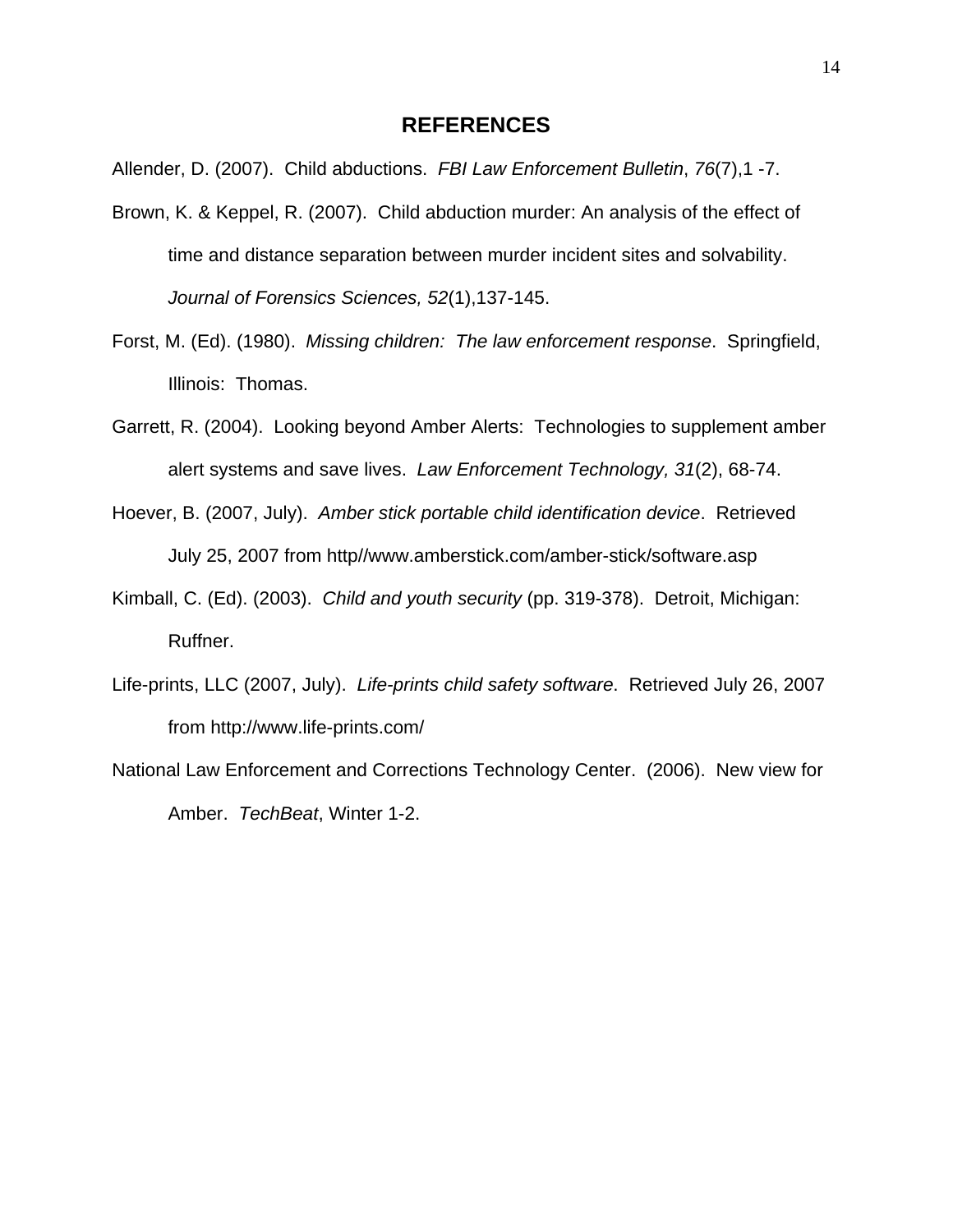## REFERENCES

Allender, D. (2007). Child abductions. *FBI Law Enforcement Bulletin*, *76*(7),1 -7.

Brown, K. & Keppel, R. (2007). Child abduction murder: An analysis of the effect of time and distance separation between murder incident sites and solvability. *Journal of Forensics Sciences, 52*(1),137-145.

Forst, M. (Ed). (1980). *Missing children: The law enforcement response*. Springfield, Illinois: Thomas.

Garrett, R. (2004). Looking beyond Amber Alerts: Technologies to supplement amber alert systems and save lives. *Law Enforcement Technology, 31*(2), 68-74.

Hoever, B. (2007, July). *Amber stick portable child identification device*. Retrieved July 25, 2007 from http//www.amberstick.com/amber-stick/software.asp

Kimball, C. (Ed). (2003). *Child and youth security* (pp. 319-378). Detroit, Michigan: Ruffner.

Life-prints, LLC (2007, July). *Life-prints child safety software*. Retrieved July 26, 2007 from http://www.life-prints.com/

National Law Enforcement and Corrections Technology Center. (2006). New view for Amber. *TechBeat*, Winter 1-2.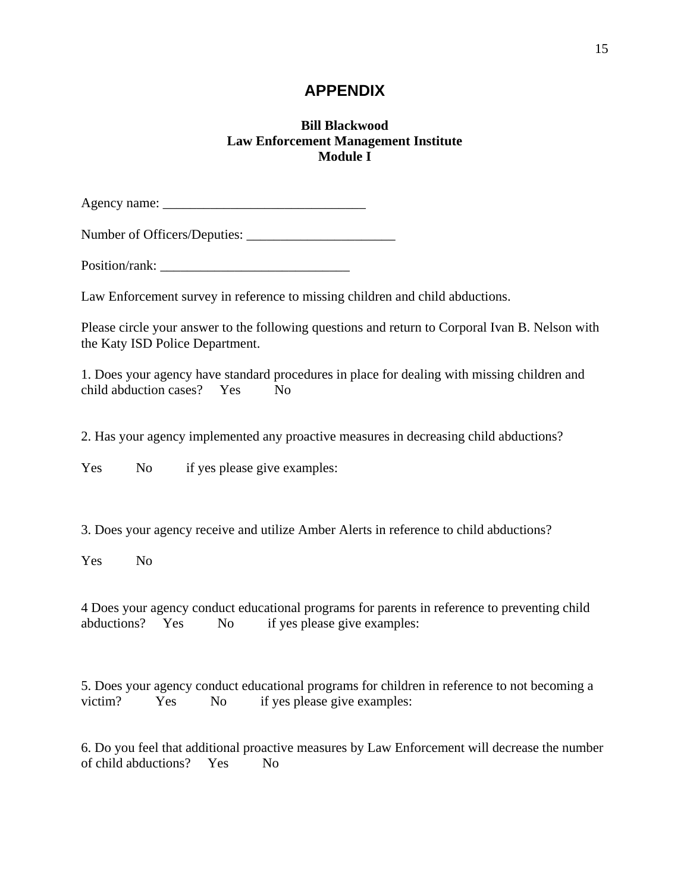# APPENDIX

**Bill Blackwood**
**Law Enforcement Management Institute**
**Module I**

Agency name: ______________________________

Number of Officers/Deputies: ______________________

Position/rank: ____________________________

Law Enforcement survey in reference to missing children and child abductions.

Please circle your answer to the following questions and return to Corporal Ivan B. Nelson with the Katy ISD Police Department.

1. Does your agency have standard procedures in place for dealing with missing children and child abduction cases?     Yes          No

2. Has your agency implemented any proactive measures in decreasing child abductions?

Yes          No          if yes please give examples:

3. Does your agency receive and utilize Amber Alerts in reference to child abductions?

Yes          No

4 Does your agency conduct educational programs for parents in reference to preventing child abductions?     Yes          No          if yes please give examples:

5. Does your agency conduct educational programs for children in reference to not becoming a victim?          Yes          No          if yes please give examples:

6. Do you feel that additional proactive measures by Law Enforcement will decrease the number of child abductions?     Yes          No